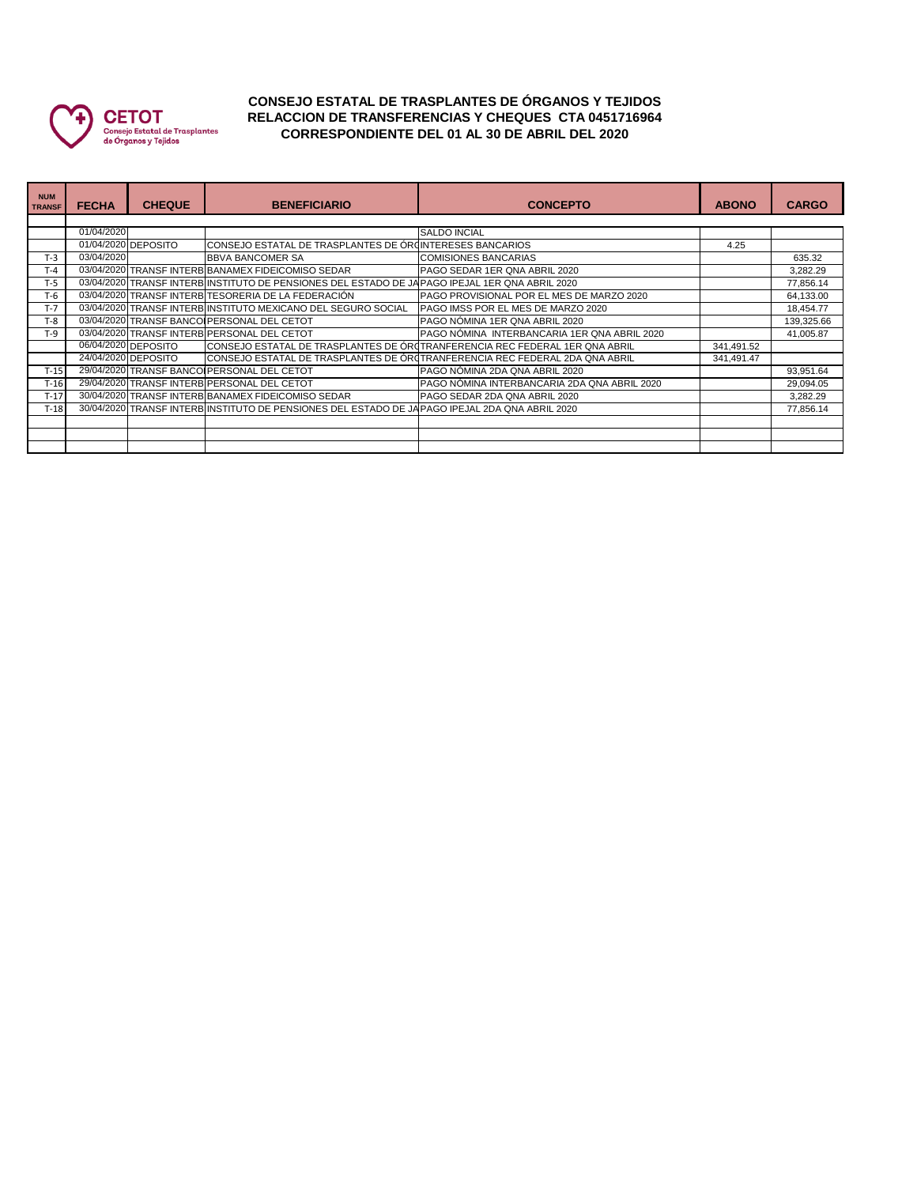CETOT
Consejo Estatal de Trasplantes de Órganos y Tejidos

**CONSEJO ESTATAL DE TRASPLANTES DE ÓRGANOS Y TEJIDOS**
**RELACCION DE TRANSFERENCIAS Y CHEQUES CTA 0451716964**
**CORRESPONDIENTE DEL 01 AL 30 DE ABRIL DEL 2020**

| NUM TRANSF | FECHA | CHEQUE | BENEFICIARIO | CONCEPTO | ABONO | CARGO |
|---|---|---|---|---|---|---|
| | 01/04/2020 | | | SALDO INCIAL | | |
| | 01/04/2020 | DEPOSITO | CONSEJO ESTATAL DE TRASPLANTES DE ÓR( | INTERESES BANCARIOS | 4.25 | |
| T-3 | 03/04/2020 | | BBVA BANCOMER SA | COMISIONES BANCARIAS | | 635.32 |
| T-4 | 03/04/2020 | TRANSF INTERB | BANAMEX FIDEICOMISO SEDAR | PAGO SEDAR 1ER QNA ABRIL 2020 | | 3,282.29 |
| T-5 | 03/04/2020 | TRANSF INTERB | INSTITUTO DE PENSIONES DEL ESTADO DE JA | PAGO IPEJAL 1ER QNA ABRIL 2020 | | 77,856.14 |
| T-6 | 03/04/2020 | TRANSF INTERB | TESORERIA DE LA FEDERACIÓN | PAGO PROVISIONAL POR EL MES DE MARZO 2020 | | 64,133.00 |
| T-7 | 03/04/2020 | TRANSF INTERB | INSTITUTO MEXICANO DEL SEGURO SOCIAL | PAGO IMSS POR EL MES DE MARZO 2020 | | 18,454.77 |
| T-8 | 03/04/2020 | TRANSF BANCO | PERSONAL DEL CETOT | PAGO NÓMINA 1ER QNA ABRIL 2020 | | 139,325.66 |
| T-9 | 03/04/2020 | TRANSF INTERB | PERSONAL DEL CETOT | PAGO NÓMINA INTERBANCARIA 1ER QNA ABRIL 2020 | | 41,005.87 |
| | 06/04/2020 | DEPOSITO | CONSEJO ESTATAL DE TRASPLANTES DE ÓR( | TRANFERENCIA REC FEDERAL 1ER QNA ABRIL | 341,491.52 | |
| | 24/04/2020 | DEPOSITO | CONSEJO ESTATAL DE TRASPLANTES DE ÓR( | TRANFERENCIA REC FEDERAL 2DA QNA ABRIL | 341,491.47 | |
| T-15 | 29/04/2020 | TRANSF BANCO | PERSONAL DEL CETOT | PAGO NÓMINA 2DA QNA ABRIL 2020 | | 93,951.64 |
| T-16 | 29/04/2020 | TRANSF INTERB | PERSONAL DEL CETOT | PAGO NÓMINA INTERBANCARIA 2DA QNA ABRIL 2020 | | 29,094.05 |
| T-17 | 30/04/2020 | TRANSF INTERB | BANAMEX FIDEICOMISO SEDAR | PAGO SEDAR 2DA QNA ABRIL 2020 | | 3,282.29 |
| T-18 | 30/04/2020 | TRANSF INTERB | INSTITUTO DE PENSIONES DEL ESTADO DE JA | PAGO IPEJAL 2DA QNA ABRIL 2020 | | 77,856.14 |
| | | | | | | |
| | | | | | | |
| | | | | | | |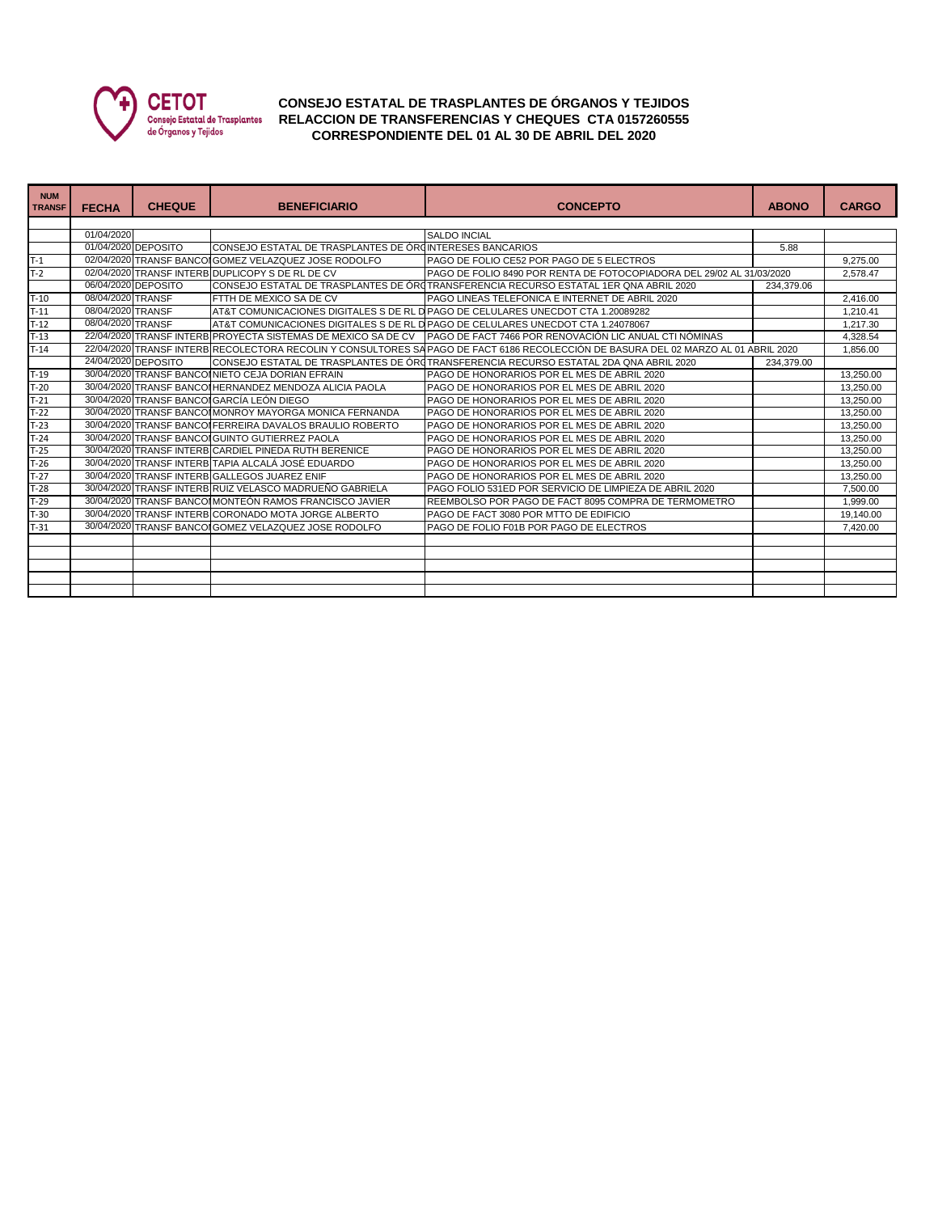CETOT
Consejo Estatal de Trasplantes de Órganos y Tejidos

**CONSEJO ESTATAL DE TRASPLANTES DE ÓRGANOS Y TEJIDOS**
**RELACCION DE TRANSFERENCIAS Y CHEQUES CTA 0157260555**
**CORRESPONDIENTE DEL 01 AL 30 DE ABRIL DEL 2020**

| NUM TRANSF | FECHA | CHEQUE | BENEFICIARIO | CONCEPTO | ABONO | CARGO |
|---|---|---|---|---|---|---|
| | 01/04/2020 | | | SALDO INCIAL | | |
| | 01/04/2020 | DEPOSITO | CONSEJO ESTATAL DE TRASPLANTES DE ÓRG | INTERESES BANCARIOS | 5.88 | |
| T-1 | 02/04/2020 | TRANSF BANCO | GOMEZ VELAZQUEZ JOSE RODOLFO | PAGO DE FOLIO CE52 POR PAGO DE 5 ELECTROS | | 9,275.00 |
| T-2 | 02/04/2020 | TRANSF INTERB | DUPLICOPY S DE RL DE CV | PAGO DE FOLIO 8490 POR RENTA DE FOTOCOPIADORA DEL 29/02 AL 31/03/2020 | | 2,578.47 |
| | 06/04/2020 | DEPOSITO | CONSEJO ESTATAL DE TRASPLANTES DE ÓRG | TRANSFERENCIA RECURSO ESTATAL 1ER QNA ABRIL 2020 | 234,379.06 | |
| T-10 | 08/04/2020 | TRANSF | FTTH DE MEXICO SA DE CV | PAGO LINEAS TELEFONICA E INTERNET DE ABRIL 2020 | | 2,416.00 |
| T-11 | 08/04/2020 | TRANSF | AT&T COMUNICACIONES DIGITALES S DE RL D | PAGO DE CELULARES UNECDOT CTA 1.20089282 | | 1,210.41 |
| T-12 | 08/04/2020 | TRANSF | AT&T COMUNICACIONES DIGITALES S DE RL D | PAGO DE CELULARES UNECDOT CTA 1.24078067 | | 1,217.30 |
| T-13 | 22/04/2020 | TRANSF INTERB | PROYECTA SISTEMAS DE MEXICO SA DE CV | PAGO DE FACT 7466 POR RENOVACIÓN LIC ANUAL CTI NÓMINAS | | 4,328.54 |
| T-14 | 22/04/2020 | TRANSF INTERB | RECOLECTORA RECOLIN Y CONSULTORES SA | PAGO DE FACT 6186 RECOLECCIÓN DE BASURA DEL 02 MARZO AL 01 ABRIL 2020 | | 1,856.00 |
| | 24/04/2020 | DEPOSITO | CONSEJO ESTATAL DE TRASPLANTES DE ÓRG | TRANSFERENCIA RECURSO ESTATAL 2DA QNA ABRIL 2020 | 234,379.00 | |
| T-19 | 30/04/2020 | TRANSF BANCO | NIETO CEJA DORIAN EFRAIN | PAGO DE HONORARIOS POR EL MES DE ABRIL 2020 | | 13,250.00 |
| T-20 | 30/04/2020 | TRANSF BANCO | HERNANDEZ MENDOZA ALICIA PAOLA | PAGO DE HONORARIOS POR EL MES DE ABRIL 2020 | | 13,250.00 |
| T-21 | 30/04/2020 | TRANSF BANCO | GARCÍA LEÓN DIEGO | PAGO DE HONORARIOS POR EL MES DE ABRIL 2020 | | 13,250.00 |
| T-22 | 30/04/2020 | TRANSF BANCO | MONROY MAYORGA MONICA FERNANDA | PAGO DE HONORARIOS POR EL MES DE ABRIL 2020 | | 13,250.00 |
| T-23 | 30/04/2020 | TRANSF BANCO | FERREIRA DAVALOS BRAULIO ROBERTO | PAGO DE HONORARIOS POR EL MES DE ABRIL 2020 | | 13,250.00 |
| T-24 | 30/04/2020 | TRANSF BANCO | GUINTO GUTIERREZ PAOLA | PAGO DE HONORARIOS POR EL MES DE ABRIL 2020 | | 13,250.00 |
| T-25 | 30/04/2020 | TRANSF INTERB | CARDIEL PINEDA RUTH BERENICE | PAGO DE HONORARIOS POR EL MES DE ABRIL 2020 | | 13,250.00 |
| T-26 | 30/04/2020 | TRANSF INTERB | TAPIA ALCALÁ JOSÉ EDUARDO | PAGO DE HONORARIOS POR EL MES DE ABRIL 2020 | | 13,250.00 |
| T-27 | 30/04/2020 | TRANSF INTERB | GALLEGOS JUAREZ ENIF | PAGO DE HONORARIOS POR EL MES DE ABRIL 2020 | | 13,250.00 |
| T-28 | 30/04/2020 | TRANSF INTERB | RUIZ VELASCO MADRUEÑO GABRIELA | PAGO FOLIO 531ED POR SERVICIO DE LIMPIEZA DE ABRIL 2020 | | 7,500.00 |
| T-29 | 30/04/2020 | TRANSF BANCO | MONTEÓN RAMOS FRANCISCO JAVIER | REEMBOLSO POR PAGO DE FACT 8095 COMPRA DE TERMOMETRO | | 1,999.00 |
| T-30 | 30/04/2020 | TRANSF INTERB | CORONADO MOTA JORGE ALBERTO | PAGO DE FACT 3080 POR MTTO DE EDIFICIO | | 19,140.00 |
| T-31 | 30/04/2020 | TRANSF BANCO | GOMEZ VELAZQUEZ JOSE RODOLFO | PAGO DE FOLIO F01B POR PAGO DE ELECTROS | | 7,420.00 |